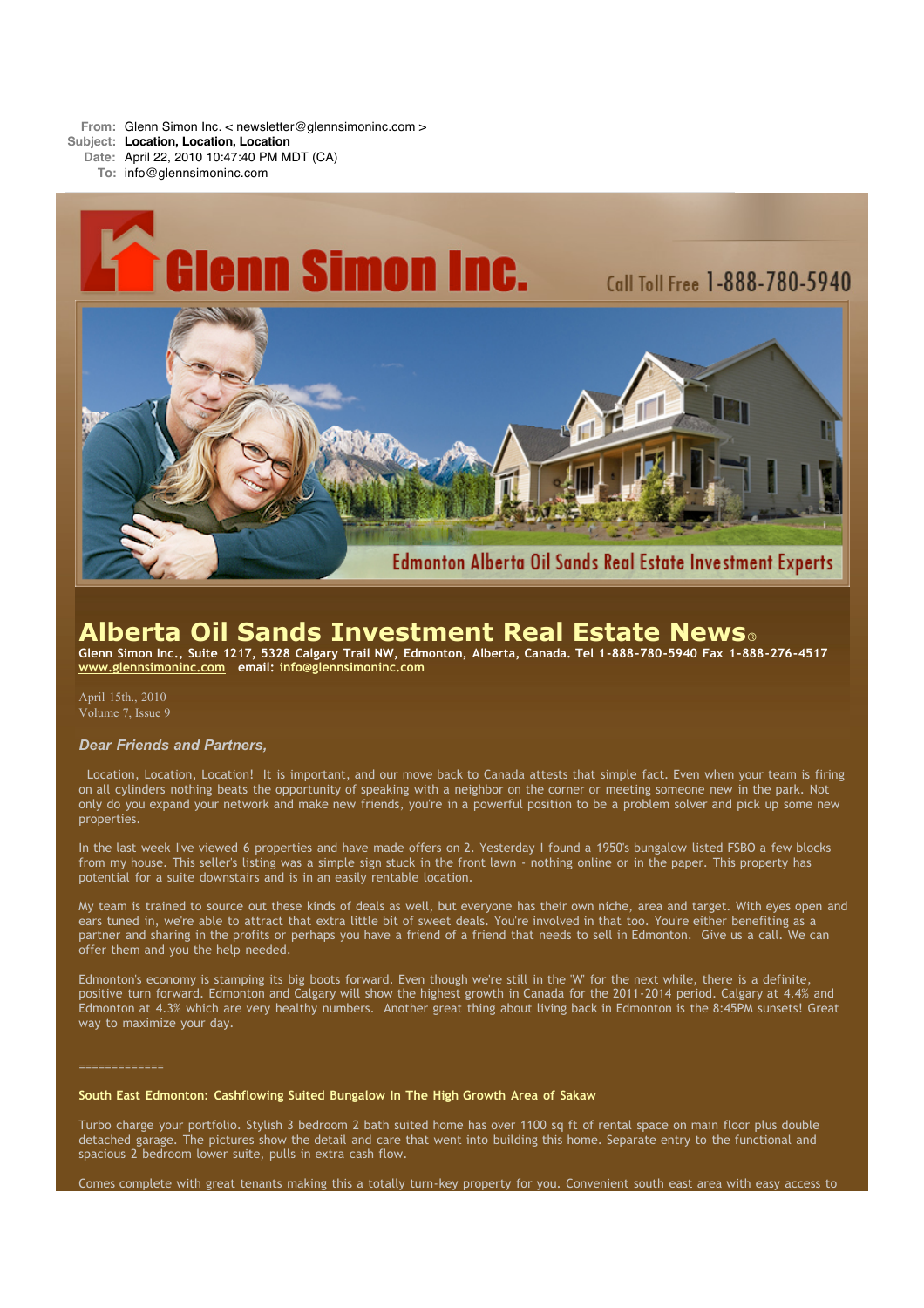**From:** Glenn Simon Inc. < newsletter@glennsimoninc.com >
**Subject:** **Location, Location, Location**
**Date:** April 22, 2010 10:47:40 PM MDT (CA)
**To:** info@glennsimoninc.com

# Glenn Simon Inc.

Call Toll Free 1-888-780-5940

Edmonton Alberta Oil Sands Real Estate Investment Experts

# Alberta Oil Sands Investment Real Estate News®

**Glenn Simon Inc., Suite 1217, 5328 Calgary Trail NW, Edmonton, Alberta, Canada. Tel 1-888-780-5940 Fax 1-888-276-4517**
**www.glennsimoninc.com email: info@glennsimoninc.com**

April 15th., 2010
Volume 7, Issue 9

***Dear Friends and Partners,***

Location, Location, Location! It is important, and our move back to Canada attests that simple fact. Even when your team is firing on all cylinders nothing beats the opportunity of speaking with a neighbor on the corner or meeting someone new in the park. Not only do you expand your network and make new friends, you're in a powerful position to be a problem solver and pick up some new properties.

In the last week I've viewed 6 properties and have made offers on 2. Yesterday I found a 1950's bungalow listed FSBO a few blocks from my house. This seller's listing was a simple sign stuck in the front lawn - nothing online or in the paper. This property has potential for a suite downstairs and is in an easily rentable location.

My team is trained to source out these kinds of deals as well, but everyone has their own niche, area and target. With eyes open and ears tuned in, we're able to attract that extra little bit of sweet deals. You're involved in that too. You're either benefiting as a partner and sharing in the profits or perhaps you have a friend of a friend that needs to sell in Edmonton. Give us a call. We can offer them and you the help needed.

Edmonton's economy is stamping its big boots forward. Even though we're still in the 'W' for the next while, there is a definite, positive turn forward. Edmonton and Calgary will show the highest growth in Canada for the 2011-2014 period. Calgary at 4.4% and Edmonton at 4.3% which are very healthy numbers. Another great thing about living back in Edmonton is the 8:45PM sunsets! Great way to maximize your day.

=============

**South East Edmonton: Cashflowing Suited Bungalow In The High Growth Area of Sakaw**

Turbo charge your portfolio. Stylish 3 bedroom 2 bath suited home has over 1100 sq ft of rental space on main floor plus double detached garage. The pictures show the detail and care that went into building this home. Separate entry to the functional and spacious 2 bedroom lower suite, pulls in extra cash flow.

Comes complete with great tenants making this a totally turn-key property for you. Convenient south east area with easy access to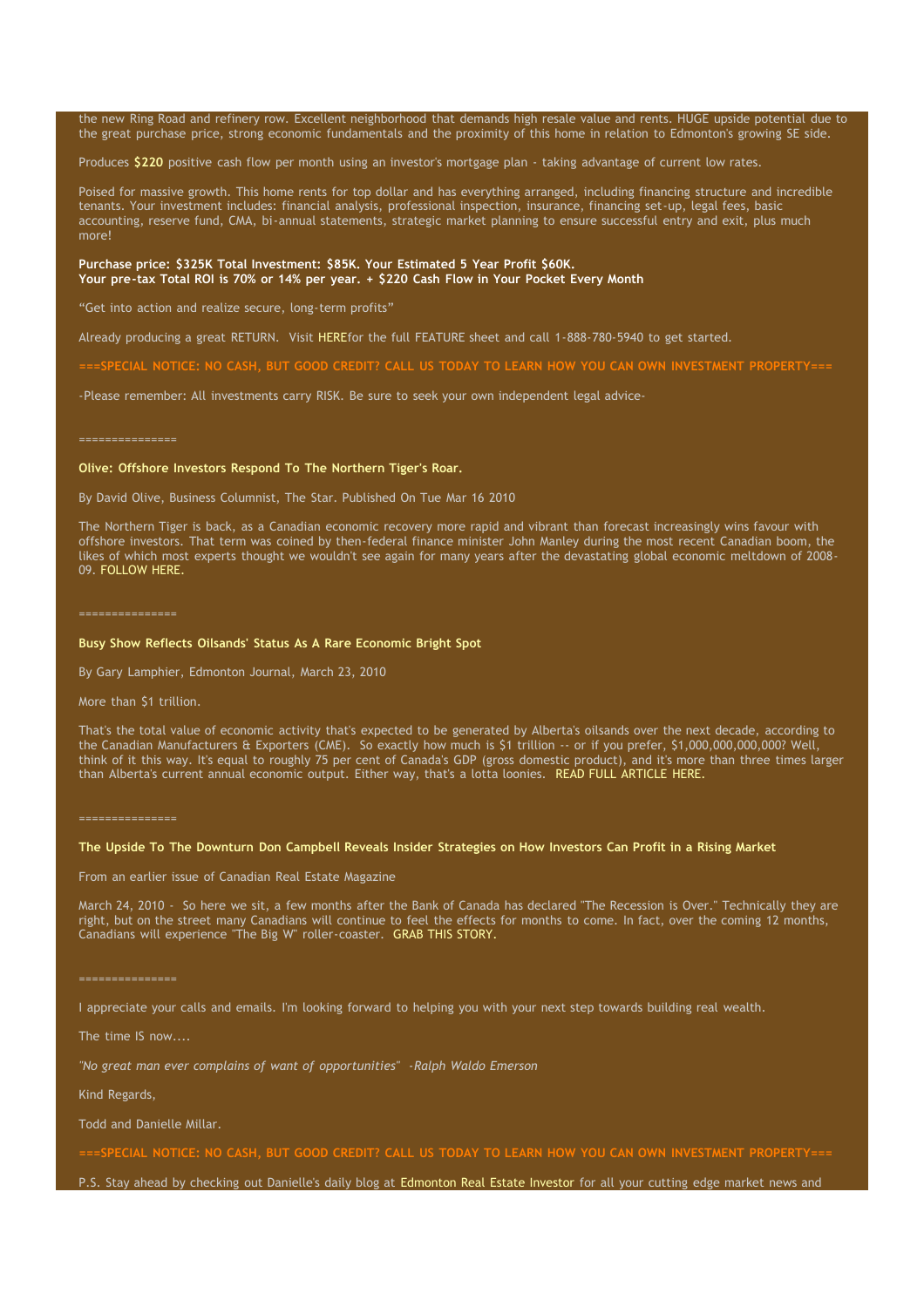the new Ring Road and refinery row. Excellent neighborhood that demands high resale value and rents. HUGE upside potential due to the great purchase price, strong economic fundamentals and the proximity of this home in relation to Edmonton's growing SE side.

Produces **$220** positive cash flow per month using an investor's mortgage plan - taking advantage of current low rates.

Poised for massive growth. This home rents for top dollar and has everything arranged, including financing structure and incredible tenants. Your investment includes: financial analysis, professional inspection, insurance, financing set-up, legal fees, basic accounting, reserve fund, CMA, bi-annual statements, strategic market planning to ensure successful entry and exit, plus much more!

**Purchase price: $325K Total Investment: $85K. Your Estimated 5 Year Profit $60K.**
**Your pre-tax Total ROI is 70% or 14% per year. + $220 Cash Flow in Your Pocket Every Month**

"Get into action and realize secure, long-term profits"

Already producing a great RETURN. Visit HEREfor the full FEATURE sheet and call 1-888-780-5940 to get started.

**===SPECIAL NOTICE: NO CASH, BUT GOOD CREDIT? CALL US TODAY TO LEARN HOW YOU CAN OWN INVESTMENT PROPERTY===**

-Please remember: All investments carry RISK. Be sure to seek your own independent legal advice-

===============

**Olive: Offshore Investors Respond To The Northern Tiger's Roar.**

By David Olive, Business Columnist, The Star. Published On Tue Mar 16 2010

The Northern Tiger is back, as a Canadian economic recovery more rapid and vibrant than forecast increasingly wins favour with offshore investors. That term was coined by then-federal finance minister John Manley during the most recent Canadian boom, the likes of which most experts thought we wouldn't see again for many years after the devastating global economic meltdown of 2008-09. FOLLOW HERE.

===============

**Busy Show Reflects Oilsands' Status As A Rare Economic Bright Spot**

By Gary Lamphier, Edmonton Journal, March 23, 2010

More than $1 trillion.

That's the total value of economic activity that's expected to be generated by Alberta's oilsands over the next decade, according to the Canadian Manufacturers & Exporters (CME). So exactly how much is $1 trillion -- or if you prefer, $1,000,000,000,000? Well, think of it this way. It's equal to roughly 75 per cent of Canada's GDP (gross domestic product), and it's more than three times larger than Alberta's current annual economic output. Either way, that's a lotta loonies. READ FULL ARTICLE HERE.

===============

**The Upside To The Downturn Don Campbell Reveals Insider Strategies on How Investors Can Profit in a Rising Market**

From an earlier issue of Canadian Real Estate Magazine

March 24, 2010 - So here we sit, a few months after the Bank of Canada has declared "The Recession is Over." Technically they are right, but on the street many Canadians will continue to feel the effects for months to come. In fact, over the coming 12 months, Canadians will experience "The Big W" roller-coaster. GRAB THIS STORY.

===============

I appreciate your calls and emails. I'm looking forward to helping you with your next step towards building real wealth.

The time IS now....

*"No great man ever complains of want of opportunities" -Ralph Waldo Emerson*

Kind Regards,

Todd and Danielle Millar.

**===SPECIAL NOTICE: NO CASH, BUT GOOD CREDIT? CALL US TODAY TO LEARN HOW YOU CAN OWN INVESTMENT PROPERTY===**

P.S. Stay ahead by checking out Danielle's daily blog at Edmonton Real Estate Investor for all your cutting edge market news and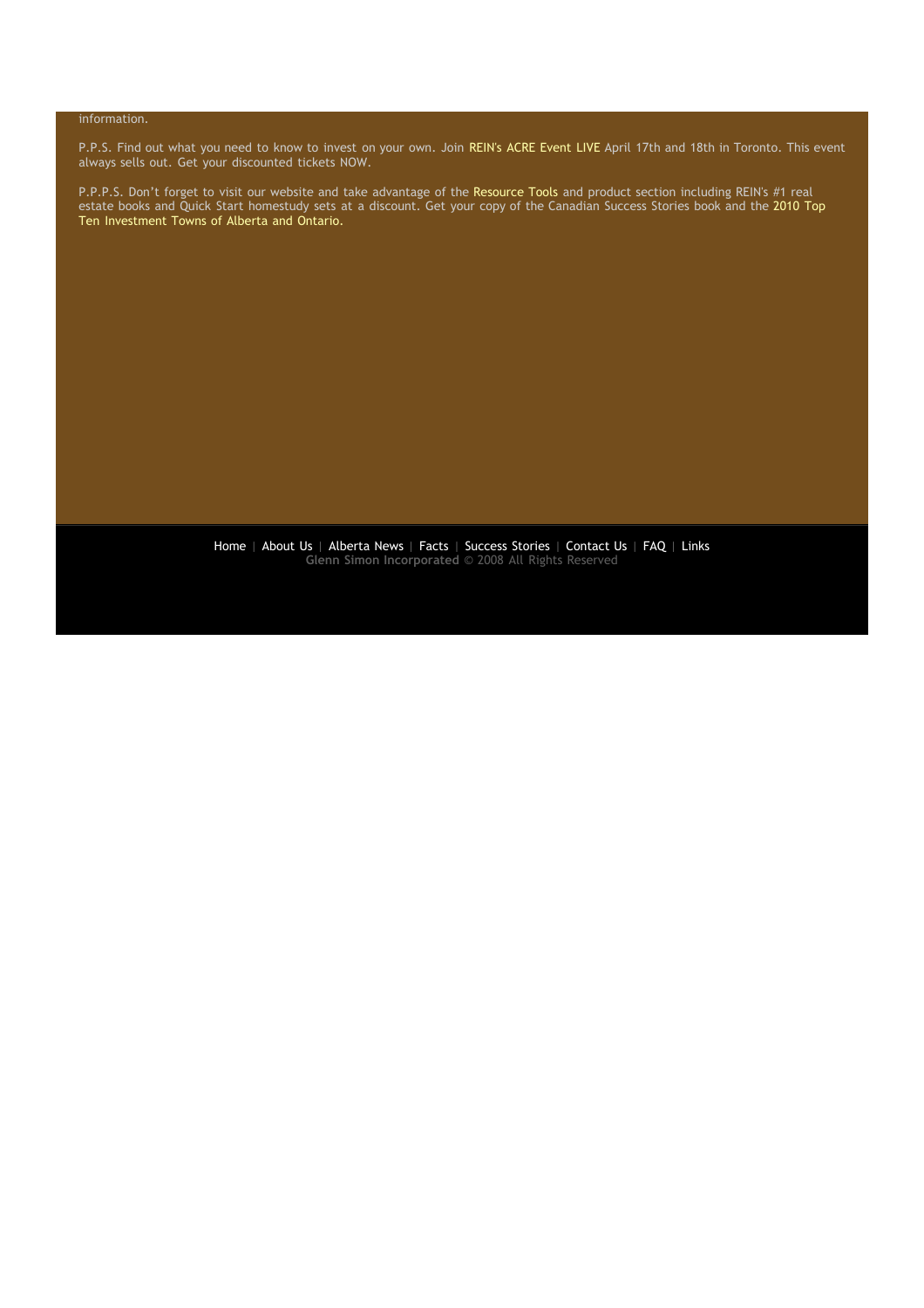information.

P.P.S. Find out what you need to know to invest on your own. Join REIN's ACRE Event LIVE April 17th and 18th in Toronto. This event always sells out. Get your discounted tickets NOW.

P.P.P.S. Don't forget to visit our website and take advantage of the Resource Tools and product section including REIN's #1 real estate books and Quick Start homestudy sets at a discount. Get your copy of the Canadian Success Stories book and the 2010 Top Ten Investment Towns of Alberta and Ontario.

Home | About Us | Alberta News | Facts | Success Stories | Contact Us | FAQ | Links

**Glenn Simon Incorporated** © 2008 All Rights Reserved